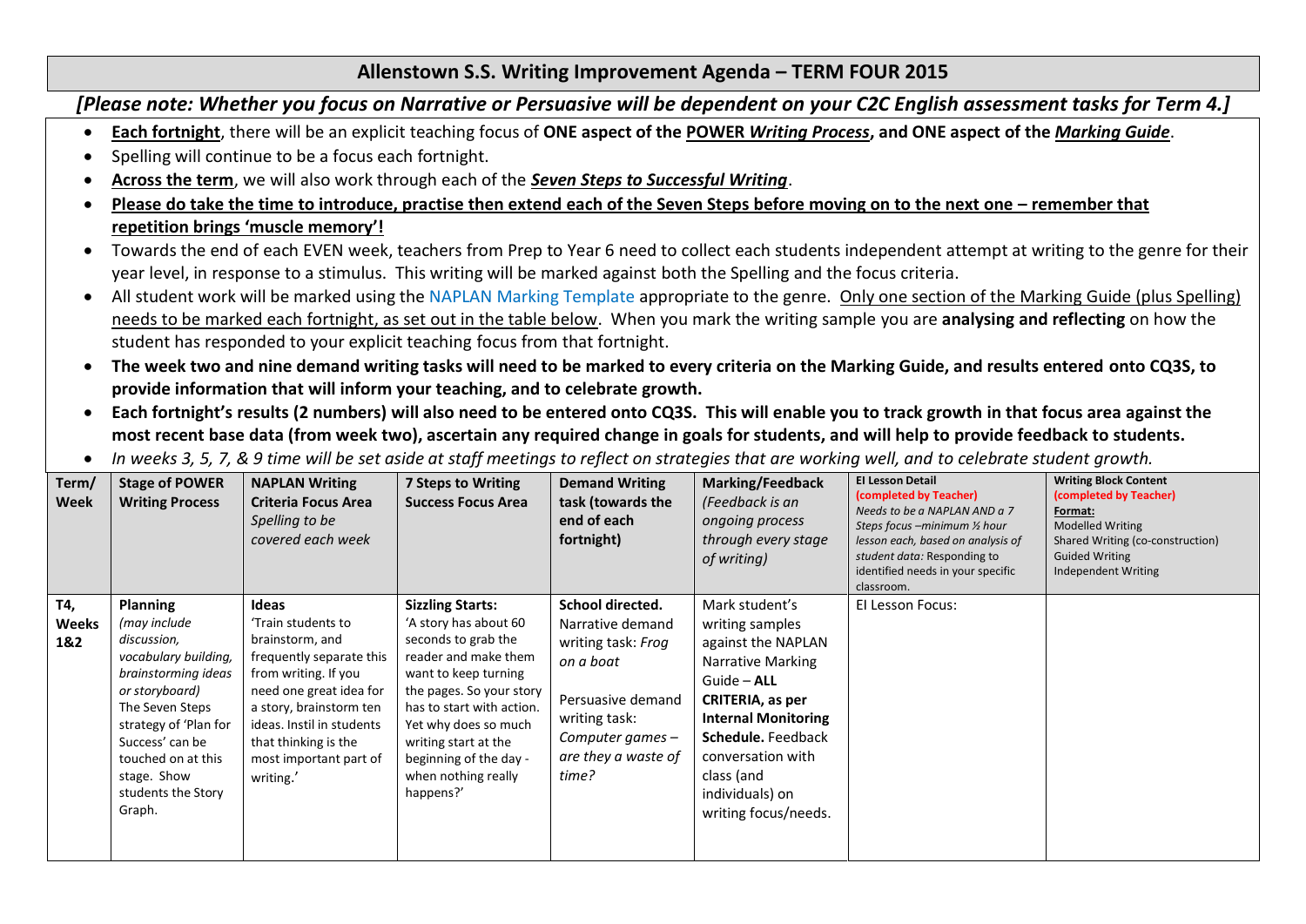# Allenstown S.S. Writing Improvement Agenda – TERM FOUR 2015

***[Please note: Whether you focus on Narrative or Persuasive will be dependent on your C2C English assessment tasks for Term 4.]***

- **Each fortnight**, there will be an explicit teaching focus of **ONE aspect of the POWER *Writing Process*, and ONE aspect of the *Marking Guide***.
- Spelling will continue to be a focus each fortnight.
- **Across the term**, we will also work through each of the ***Seven Steps to Successful Writing***.
- **Please do take the time to introduce, practise then extend each of the Seven Steps before moving on to the next one – remember that repetition brings 'muscle memory'!**
- Towards the end of each EVEN week, teachers from Prep to Year 6 need to collect each students independent attempt at writing to the genre for their year level, in response to a stimulus. This writing will be marked against both the Spelling and the focus criteria.
- All student work will be marked using the NAPLAN Marking Template appropriate to the genre. Only one section of the Marking Guide (plus Spelling) needs to be marked each fortnight, as set out in the table below. When you mark the writing sample you are **analysing and reflecting** on how the student has responded to your explicit teaching focus from that fortnight.
- **The week two and nine demand writing tasks will need to be marked to every criteria on the Marking Guide, and results entered onto CQ3S, to provide information that will inform your teaching, and to celebrate growth.**
- **Each fortnight's results (2 numbers) will also need to be entered onto CQ3S. This will enable you to track growth in that focus area against the most recent base data (from week two), ascertain any required change in goals for students, and will help to provide feedback to students.**
- *In weeks 3, 5, 7, & 9 time will be set aside at staff meetings to reflect on strategies that are working well, and to celebrate student growth.*

| Term/ Week | Stage of POWER Writing Process | NAPLAN Writing Criteria Focus Area *Spelling to be covered each week* | 7 Steps to Writing Success Focus Area | Demand Writing task (towards the end of each fortnight) | Marking/Feedback *(Feedback is an ongoing process through every stage of writing)* | EI Lesson Detail (completed by Teacher) *Needs to be a NAPLAN AND a 7 Steps focus –minimum ½ hour lesson each, based on analysis of student data:* Responding to identified needs in your specific classroom. | Writing Block Content (completed by Teacher) Format: Modelled Writing Shared Writing (co-construction) Guided Writing Independent Writing |
|---|---|---|---|---|---|---|---|
| **T4, Weeks 1&2** | **Planning** *(may include discussion, vocabulary building, brainstorming ideas or storyboard)* The Seven Steps strategy of 'Plan for Success' can be touched on at this stage. Show students the Story Graph. | **Ideas** 'Train students to brainstorm, and frequently separate this from writing. If you need one great idea for a story, brainstorm ten ideas. Instil in students that thinking is the most important part of writing.' | **Sizzling Starts:** 'A story has about 60 seconds to grab the reader and make them want to keep turning the pages. So your story has to start with action. Yet why does so much writing start at the beginning of the day - when nothing really happens?' | **School directed.** Narrative demand writing task: *Frog on a boat* Persuasive demand writing task: *Computer games – are they a waste of time?* | Mark student's writing samples against the NAPLAN Narrative Marking Guide – **ALL CRITERIA, as per Internal Monitoring Schedule.** Feedback conversation with class (and individuals) on writing focus/needs. | EI Lesson Focus: | |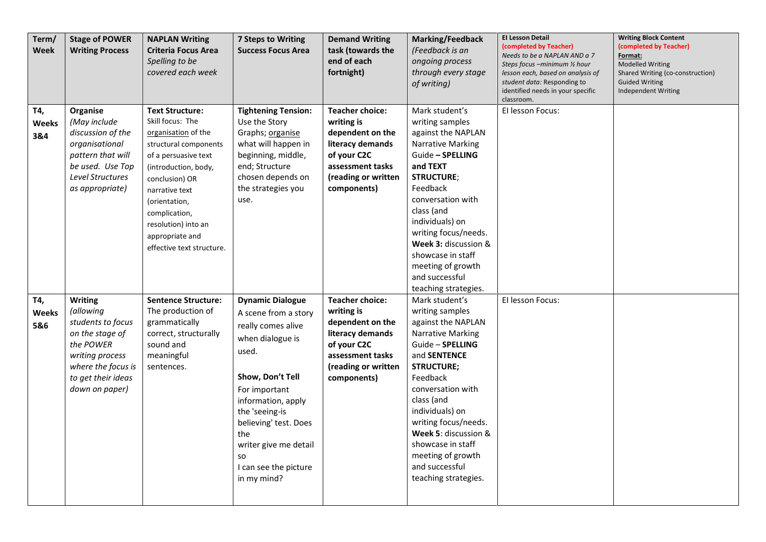| Term/ Week | Stage of POWER Writing Process | NAPLAN Writing Criteria Focus Area *Spelling to be covered each week* | 7 Steps to Writing Success Focus Area | Demand Writing task (towards the end of each fortnight) | Marking/Feedback *(Feedback is an ongoing process through every stage of writing)* | EI Lesson Detail (completed by Teacher) *Needs to be a NAPLAN AND a 7 Steps focus –minimum ½ hour lesson each, based on analysis of student data:* Responding to identified needs in your specific classroom. | Writing Block Content (completed by Teacher) Format: Modelled Writing Shared Writing (co-construction) Guided Writing Independent Writing |
|---|---|---|---|---|---|---|---|
| T4, Weeks 3&4 | **Organise** *(May include discussion of the organisational pattern that will be used. Use Top Level Structures as appropriate)* | **Text Structure:** Skill focus: The organisation of the structural components of a persuasive text (introduction, body, conclusion) OR narrative text (orientation, complication, resolution) into an appropriate and effective text structure. | **Tightening Tension:** Use the Story Graphs; organise what will happen in beginning, middle, end; Structure chosen depends on the strategies you use. | **Teacher choice: writing is dependent on the literacy demands of your C2C assessment tasks (reading or written components)** | Mark student's writing samples against the NAPLAN Narrative Marking Guide **– SPELLING and TEXT STRUCTURE**; Feedback conversation with class (and individuals) on writing focus/needs. **Week 3:** discussion & showcase in staff meeting of growth and successful teaching strategies. | EI lesson Focus: | |
| T4, Weeks 5&6 | **Writing** *(allowing students to focus on the stage of the POWER writing process where the focus is to get their ideas down on paper)* | **Sentence Structure:** The production of grammatically correct, structurally sound and meaningful sentences. | **Dynamic Dialogue** A scene from a story really comes alive when dialogue is used. **Show, Don't Tell** For important information, apply the 'seeing-is believing' test. Does the writer give me detail so I can see the picture in my mind? | **Teacher choice: writing is dependent on the literacy demands of your C2C assessment tasks (reading or written components)** | Mark student's writing samples against the NAPLAN Narrative Marking Guide – **SPELLING** and **SENTENCE STRUCTURE;** Feedback conversation with class (and individuals) on writing focus/needs. **Week 5**: discussion & showcase in staff meeting of growth and successful teaching strategies. | EI lesson Focus: | |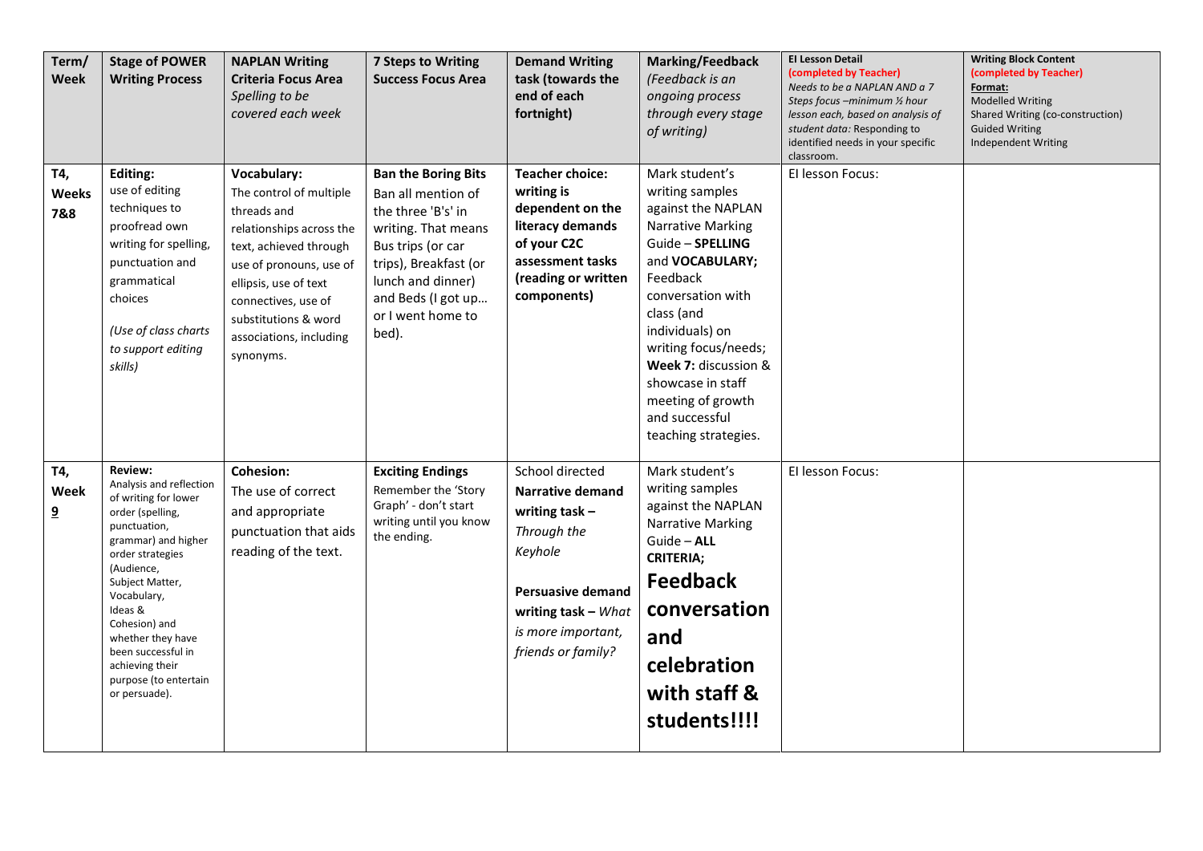| Term/ Week | Stage of POWER Writing Process | NAPLAN Writing Criteria Focus Area *Spelling to be covered each week* | 7 Steps to Writing Success Focus Area | Demand Writing task (towards the end of each fortnight) | Marking/Feedback *(Feedback is an ongoing process through every stage of writing)* | **EI Lesson Detail** **(completed by Teacher)** *Needs to be a NAPLAN AND a 7 Steps focus –minimum ½ hour lesson each, based on analysis of student data:* Responding to identified needs in your specific classroom. | **Writing Block Content** **(completed by Teacher)** **Format:** Modelled Writing Shared Writing (co-construction) Guided Writing Independent Writing |
|---|---|---|---|---|---|---|---|
| **T4, Weeks 7&8** | **Editing:** use of editing techniques to proofread own writing for spelling, punctuation and grammatical choices *(Use of class charts to support editing skills)* | **Vocabulary:** The control of multiple threads and relationships across the text, achieved through use of pronouns, use of ellipsis, use of text connectives, use of substitutions & word associations, including synonyms. | **Ban the Boring Bits** Ban all mention of the three 'B's' in writing. That means Bus trips (or car trips), Breakfast (or lunch and dinner) and Beds (I got up… or I went home to bed). | **Teacher choice: writing is dependent on the literacy demands of your C2C assessment tasks (reading or written components)** | Mark student's writing samples against the NAPLAN Narrative Marking Guide – **SPELLING** and **VOCABULARY;** Feedback conversation with class (and individuals) on writing focus/needs; **Week 7:** discussion & showcase in staff meeting of growth and successful teaching strategies. | EI lesson Focus: | |
| **T4, Week 9** | **Review:** Analysis and reflection of writing for lower order (spelling, punctuation, grammar) and higher order strategies (Audience, Subject Matter, Vocabulary, Ideas & Cohesion) and whether they have been successful in achieving their purpose (to entertain or persuade). | **Cohesion:** The use of correct and appropriate punctuation that aids reading of the text. | **Exciting Endings** Remember the 'Story Graph' - don't start writing until you know the ending. | School directed **Narrative demand writing task –** *Through the Keyhole* **Persuasive demand writing task –** *What is more important, friends or family?* | Mark student's writing samples against the NAPLAN Narrative Marking Guide – **ALL CRITERIA;** **Feedback conversation and celebration with staff & students!!!!** | EI lesson Focus: | |